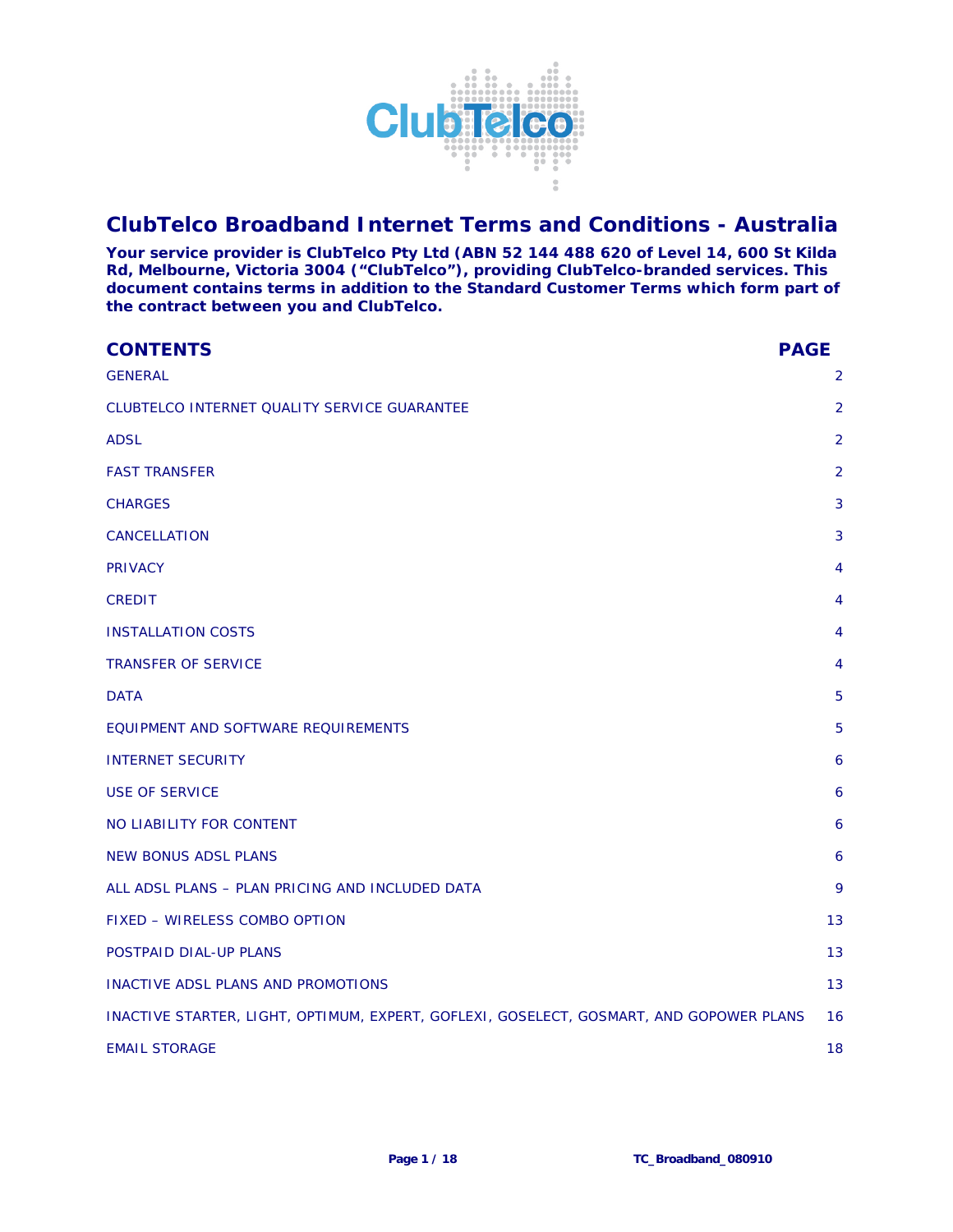# ClubTelco Broadband Internet Terms and Conditions - Australia

**Your service provider is ClubTelco Pty Ltd (ABN 52 144 488 620 of Level 14, 600 St Kilda Rd, Melbourne, Victoria 3004 ("ClubTelco"), providing ClubTelco-branded services. This document contains terms in addition to the Standard Customer Terms which form part of the contract between you and ClubTelco.**

| CONTENTS | PAGE |
| --- | --- |
| GENERAL | 2 |
| CLUBTELCO INTERNET QUALITY SERVICE GUARANTEE | 2 |
| ADSL | 2 |
| FAST TRANSFER | 2 |
| CHARGES | 3 |
| CANCELLATION | 3 |
| PRIVACY | 4 |
| CREDIT | 4 |
| INSTALLATION COSTS | 4 |
| TRANSFER OF SERVICE | 4 |
| DATA | 5 |
| EQUIPMENT AND SOFTWARE REQUIREMENTS | 5 |
| INTERNET SECURITY | 6 |
| USE OF SERVICE | 6 |
| NO LIABILITY FOR CONTENT | 6 |
| NEW BONUS ADSL PLANS | 6 |
| ALL ADSL PLANS – PLAN PRICING AND INCLUDED DATA | 9 |
| FIXED – WIRELESS COMBO OPTION | 13 |
| POSTPAID DIAL-UP PLANS | 13 |
| INACTIVE ADSL PLANS AND PROMOTIONS | 13 |
| INACTIVE STARTER, LIGHT, OPTIMUM, EXPERT, GOFLEXI, GOSELECT, GOSMART, AND GOPOWER PLANS | 16 |
| EMAIL STORAGE | 18 |

TC_Broadband_080910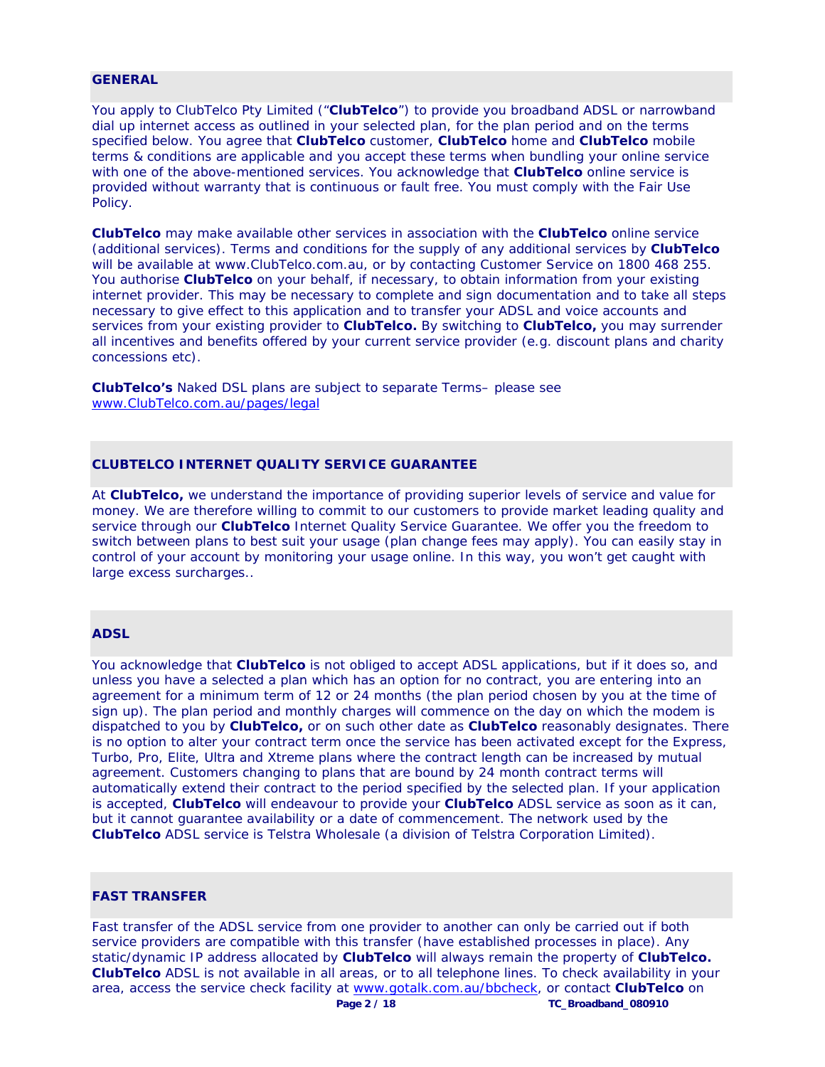## GENERAL

You apply to ClubTelco Pty Limited ("**ClubTelco**") to provide you broadband ADSL or narrowband dial up internet access as outlined in your selected plan, for the plan period and on the terms specified below. You agree that **ClubTelco** customer, **ClubTelco** home and **ClubTelco** mobile terms & conditions are applicable and you accept these terms when bundling your online service with one of the above-mentioned services. You acknowledge that **ClubTelco** online service is provided without warranty that is continuous or fault free. You must comply with the Fair Use Policy.

**ClubTelco** may make available other services in association with the **ClubTelco** online service (additional services). Terms and conditions for the supply of any additional services by **ClubTelco** will be available at www.ClubTelco.com.au, or by contacting Customer Service on 1800 468 255. You authorise **ClubTelco** on your behalf, if necessary, to obtain information from your existing internet provider. This may be necessary to complete and sign documentation and to take all steps necessary to give effect to this application and to transfer your ADSL and voice accounts and services from your existing provider to **ClubTelco.** By switching to **ClubTelco,** you may surrender all incentives and benefits offered by your current service provider (e.g. discount plans and charity concessions etc).

**ClubTelco's** Naked DSL plans are subject to separate Terms– please see www.ClubTelco.com.au/pages/legal

## CLUBTELCO INTERNET QUALITY SERVICE GUARANTEE

At **ClubTelco,** we understand the importance of providing superior levels of service and value for money. We are therefore willing to commit to our customers to provide market leading quality and service through our **ClubTelco** Internet Quality Service Guarantee. We offer you the freedom to switch between plans to best suit your usage (plan change fees may apply). You can easily stay in control of your account by monitoring your usage online. In this way, you won't get caught with large excess surcharges..

## ADSL

You acknowledge that **ClubTelco** is not obliged to accept ADSL applications, but if it does so, and unless you have a selected a plan which has an option for no contract, you are entering into an agreement for a minimum term of 12 or 24 months (the plan period chosen by you at the time of sign up). The plan period and monthly charges will commence on the day on which the modem is dispatched to you by **ClubTelco,** or on such other date as **ClubTelco** reasonably designates. There is no option to alter your contract term once the service has been activated except for the Express, Turbo, Pro, Elite, Ultra and Xtreme plans where the contract length can be increased by mutual agreement. Customers changing to plans that are bound by 24 month contract terms will automatically extend their contract to the period specified by the selected plan. If your application is accepted, **ClubTelco** will endeavour to provide your **ClubTelco** ADSL service as soon as it can, but it cannot guarantee availability or a date of commencement. The network used by the **ClubTelco** ADSL service is Telstra Wholesale (a division of Telstra Corporation Limited).

## FAST TRANSFER

Fast transfer of the ADSL service from one provider to another can only be carried out if both service providers are compatible with this transfer (have established processes in place). Any static/dynamic IP address allocated by **ClubTelco** will always remain the property of **ClubTelco. ClubTelco** ADSL is not available in all areas, or to all telephone lines. To check availability in your area, access the service check facility at www.gotalk.com.au/bbcheck, or contact **ClubTelco** on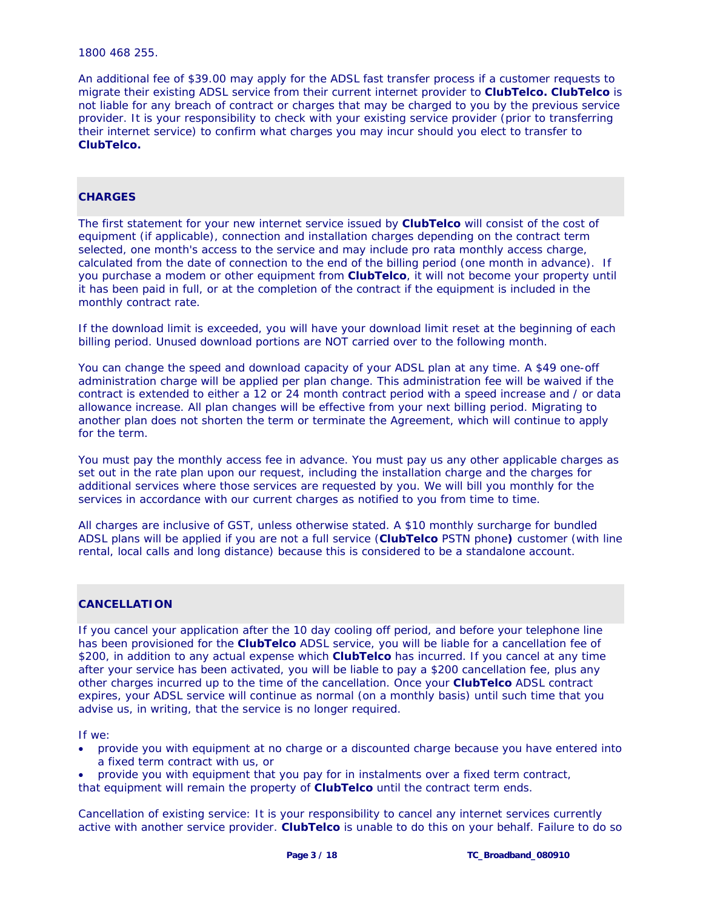1800 468 255.

An additional fee of $39.00 may apply for the ADSL fast transfer process if a customer requests to migrate their existing ADSL service from their current internet provider to **ClubTelco. ClubTelco** is not liable for any breach of contract or charges that may be charged to you by the previous service provider. It is your responsibility to check with your existing service provider (prior to transferring their internet service) to confirm what charges you may incur should you elect to transfer to **ClubTelco.**

## CHARGES

The first statement for your new internet service issued by **ClubTelco** will consist of the cost of equipment (if applicable), connection and installation charges depending on the contract term selected, one month's access to the service and may include pro rata monthly access charge, calculated from the date of connection to the end of the billing period (one month in advance). If you purchase a modem or other equipment from **ClubTelco**, it will not become your property until it has been paid in full, or at the completion of the contract if the equipment is included in the monthly contract rate.

If the download limit is exceeded, you will have your download limit reset at the beginning of each billing period. Unused download portions are NOT carried over to the following month.

You can change the speed and download capacity of your ADSL plan at any time. A $49 one-off administration charge will be applied per plan change. This administration fee will be waived if the contract is extended to either a 12 or 24 month contract period with a speed increase and / or data allowance increase. All plan changes will be effective from your next billing period. Migrating to another plan does not shorten the term or terminate the Agreement, which will continue to apply for the term.

You must pay the monthly access fee in advance. You must pay us any other applicable charges as set out in the rate plan upon our request, including the installation charge and the charges for additional services where those services are requested by you. We will bill you monthly for the services in accordance with our current charges as notified to you from time to time.

All charges are inclusive of GST, unless otherwise stated. A $10 monthly surcharge for bundled ADSL plans will be applied if you are not a full service (**ClubTelco** PSTN phone**)** customer (with line rental, local calls and long distance) because this is considered to be a standalone account.

## CANCELLATION

If you cancel your application after the 10 day cooling off period, and before your telephone line has been provisioned for the **ClubTelco** ADSL service, you will be liable for a cancellation fee of $200, in addition to any actual expense which **ClubTelco** has incurred. If you cancel at any time after your service has been activated, you will be liable to pay a $200 cancellation fee, plus any other charges incurred up to the time of the cancellation. Once your **ClubTelco** ADSL contract expires, your ADSL service will continue as normal (on a monthly basis) until such time that you advise us, in writing, that the service is no longer required.

If we:

- provide you with equipment at no charge or a discounted charge because you have entered into a fixed term contract with us, or
- provide you with equipment that you pay for in instalments over a fixed term contract,

that equipment will remain the property of **ClubTelco** until the contract term ends.

Cancellation of existing service: It is your responsibility to cancel any internet services currently active with another service provider. **ClubTelco** is unable to do this on your behalf. Failure to do so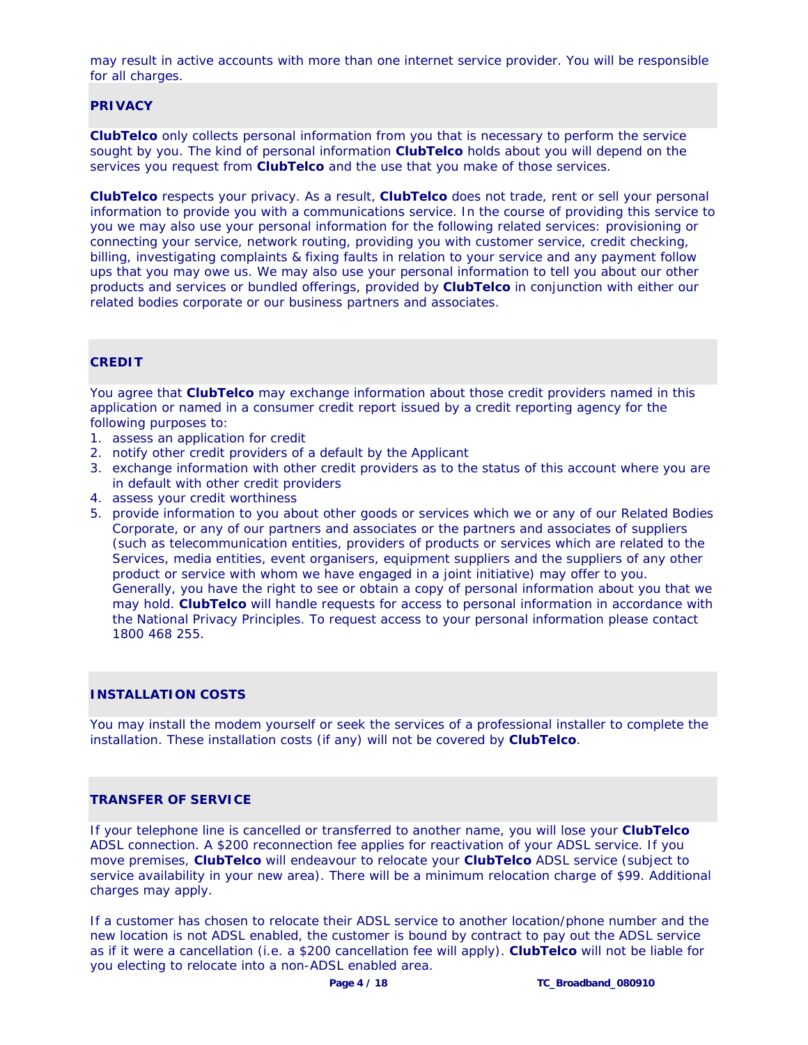may result in active accounts with more than one internet service provider. You will be responsible for all charges.

## PRIVACY

**ClubTelco** only collects personal information from you that is necessary to perform the service sought by you. The kind of personal information **ClubTelco** holds about you will depend on the services you request from **ClubTelco** and the use that you make of those services.

**ClubTelco** respects your privacy. As a result, **ClubTelco** does not trade, rent or sell your personal information to provide you with a communications service. In the course of providing this service to you we may also use your personal information for the following related services: provisioning or connecting your service, network routing, providing you with customer service, credit checking, billing, investigating complaints & fixing faults in relation to your service and any payment follow ups that you may owe us. We may also use your personal information to tell you about our other products and services or bundled offerings, provided by **ClubTelco** in conjunction with either our related bodies corporate or our business partners and associates.

## CREDIT

You agree that **ClubTelco** may exchange information about those credit providers named in this application or named in a consumer credit report issued by a credit reporting agency for the following purposes to:

1. assess an application for credit
2. notify other credit providers of a default by the Applicant
3. exchange information with other credit providers as to the status of this account where you are in default with other credit providers
4. assess your credit worthiness
5. provide information to you about other goods or services which we or any of our Related Bodies Corporate, or any of our partners and associates or the partners and associates of suppliers (such as telecommunication entities, providers of products or services which are related to the Services, media entities, event organisers, equipment suppliers and the suppliers of any other product or service with whom we have engaged in a joint initiative) may offer to you. Generally, you have the right to see or obtain a copy of personal information about you that we may hold. **ClubTelco** will handle requests for access to personal information in accordance with the National Privacy Principles. To request access to your personal information please contact 1800 468 255.

## INSTALLATION COSTS

You may install the modem yourself or seek the services of a professional installer to complete the installation. These installation costs (if any) will not be covered by **ClubTelco**.

## TRANSFER OF SERVICE

If your telephone line is cancelled or transferred to another name, you will lose your **ClubTelco** ADSL connection. A $200 reconnection fee applies for reactivation of your ADSL service. If you move premises, **ClubTelco** will endeavour to relocate your **ClubTelco** ADSL service (subject to service availability in your new area). There will be a minimum relocation charge of $99. Additional charges may apply.

If a customer has chosen to relocate their ADSL service to another location/phone number and the new location is not ADSL enabled, the customer is bound by contract to pay out the ADSL service as if it were a cancellation (i.e. a $200 cancellation fee will apply). **ClubTelco** will not be liable for you electing to relocate into a non-ADSL enabled area.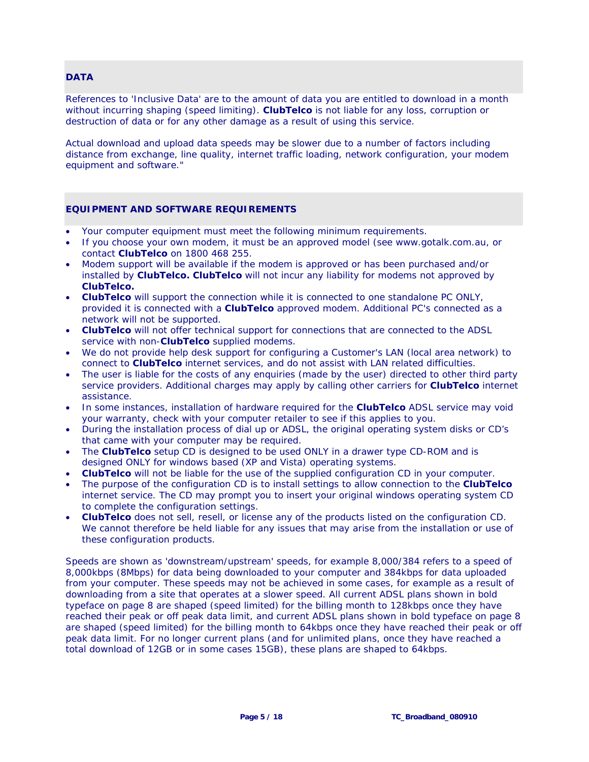## DATA

References to 'Inclusive Data' are to the amount of data you are entitled to download in a month without incurring shaping (speed limiting). **ClubTelco** is not liable for any loss, corruption or destruction of data or for any other damage as a result of using this service.

Actual download and upload data speeds may be slower due to a number of factors including distance from exchange, line quality, internet traffic loading, network configuration, your modem equipment and software."

## EQUIPMENT AND SOFTWARE REQUIREMENTS

- Your computer equipment must meet the following minimum requirements.
- If you choose your own modem, it must be an approved model (see www.gotalk.com.au, or contact **ClubTelco** on 1800 468 255.
- Modem support will be available if the modem is approved or has been purchased and/or installed by **ClubTelco. ClubTelco** will not incur any liability for modems not approved by **ClubTelco.**
- **ClubTelco** will support the connection while it is connected to one standalone PC ONLY, provided it is connected with a **ClubTelco** approved modem. Additional PC's connected as a network will not be supported.
- **ClubTelco** will not offer technical support for connections that are connected to the ADSL service with non-**ClubTelco** supplied modems.
- We do not provide help desk support for configuring a Customer's LAN (local area network) to connect to **ClubTelco** internet services, and do not assist with LAN related difficulties.
- The user is liable for the costs of any enquiries (made by the user) directed to other third party service providers. Additional charges may apply by calling other carriers for **ClubTelco** internet assistance.
- In some instances, installation of hardware required for the **ClubTelco** ADSL service may void your warranty, check with your computer retailer to see if this applies to you.
- During the installation process of dial up or ADSL, the original operating system disks or CD's that came with your computer may be required.
- The **ClubTelco** setup CD is designed to be used ONLY in a drawer type CD-ROM and is designed ONLY for windows based (XP and Vista) operating systems.
- **ClubTelco** will not be liable for the use of the supplied configuration CD in your computer.
- The purpose of the configuration CD is to install settings to allow connection to the **ClubTelco** internet service. The CD may prompt you to insert your original windows operating system CD to complete the configuration settings.
- **ClubTelco** does not sell, resell, or license any of the products listed on the configuration CD. We cannot therefore be held liable for any issues that may arise from the installation or use of these configuration products.

Speeds are shown as 'downstream/upstream' speeds, for example 8,000/384 refers to a speed of 8,000kbps (8Mbps) for data being downloaded to your computer and 384kbps for data uploaded from your computer. These speeds may not be achieved in some cases, for example as a result of downloading from a site that operates at a slower speed. All current ADSL plans shown in bold typeface on page 8 are shaped (speed limited) for the billing month to 128kbps once they have reached their peak or off peak data limit, and current ADSL plans shown in bold typeface on page 8 are shaped (speed limited) for the billing month to 64kbps once they have reached their peak or off peak data limit. For no longer current plans (and for unlimited plans, once they have reached a total download of 12GB or in some cases 15GB), these plans are shaped to 64kbps.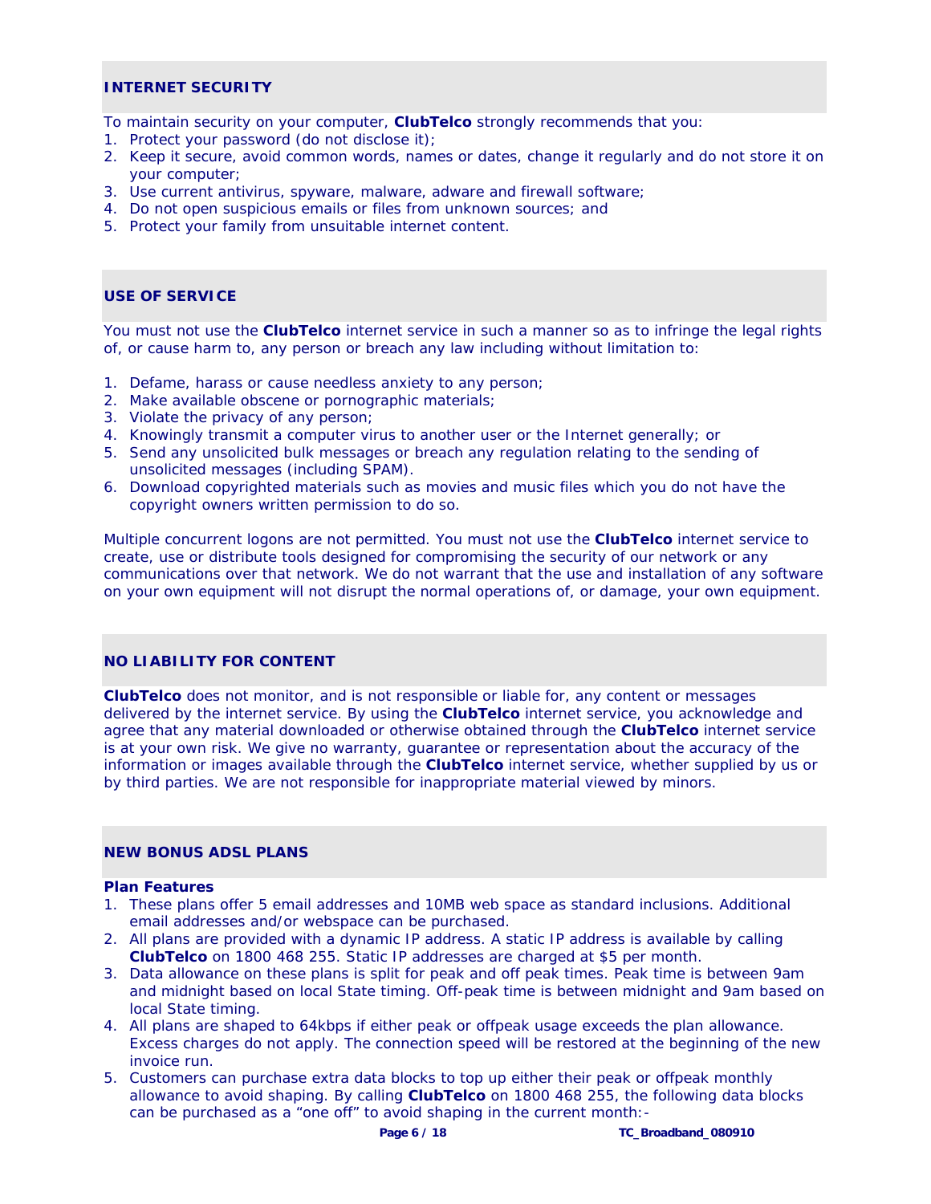## INTERNET SECURITY

To maintain security on your computer, **ClubTelco** strongly recommends that you:

1. Protect your password (do not disclose it);
2. Keep it secure, avoid common words, names or dates, change it regularly and do not store it on your computer;
3. Use current antivirus, spyware, malware, adware and firewall software;
4. Do not open suspicious emails or files from unknown sources; and
5. Protect your family from unsuitable internet content.

## USE OF SERVICE

You must not use the **ClubTelco** internet service in such a manner so as to infringe the legal rights of, or cause harm to, any person or breach any law including without limitation to:

1. Defame, harass or cause needless anxiety to any person;
2. Make available obscene or pornographic materials;
3. Violate the privacy of any person;
4. Knowingly transmit a computer virus to another user or the Internet generally; or
5. Send any unsolicited bulk messages or breach any regulation relating to the sending of unsolicited messages (including SPAM).
6. Download copyrighted materials such as movies and music files which you do not have the copyright owners written permission to do so.

Multiple concurrent logons are not permitted. You must not use the **ClubTelco** internet service to create, use or distribute tools designed for compromising the security of our network or any communications over that network. We do not warrant that the use and installation of any software on your own equipment will not disrupt the normal operations of, or damage, your own equipment.

## NO LIABILITY FOR CONTENT

**ClubTelco** does not monitor, and is not responsible or liable for, any content or messages delivered by the internet service. By using the **ClubTelco** internet service, you acknowledge and agree that any material downloaded or otherwise obtained through the **ClubTelco** internet service is at your own risk. We give no warranty, guarantee or representation about the accuracy of the information or images available through the **ClubTelco** internet service, whether supplied by us or by third parties. We are not responsible for inappropriate material viewed by minors.

## NEW BONUS ADSL PLANS

**Plan Features**

1. These plans offer 5 email addresses and 10MB web space as standard inclusions. Additional email addresses and/or webspace can be purchased.
2. All plans are provided with a dynamic IP address. A static IP address is available by calling **ClubTelco** on 1800 468 255. Static IP addresses are charged at $5 per month.
3. Data allowance on these plans is split for peak and off peak times. Peak time is between 9am and midnight based on local State timing. Off-peak time is between midnight and 9am based on local State timing.
4. All plans are shaped to 64kbps if either peak or offpeak usage exceeds the plan allowance. Excess charges do not apply. The connection speed will be restored at the beginning of the new invoice run.
5. Customers can purchase extra data blocks to top up either their peak or offpeak monthly allowance to avoid shaping. By calling **ClubTelco** on 1800 468 255, the following data blocks can be purchased as a "one off" to avoid shaping in the current month:-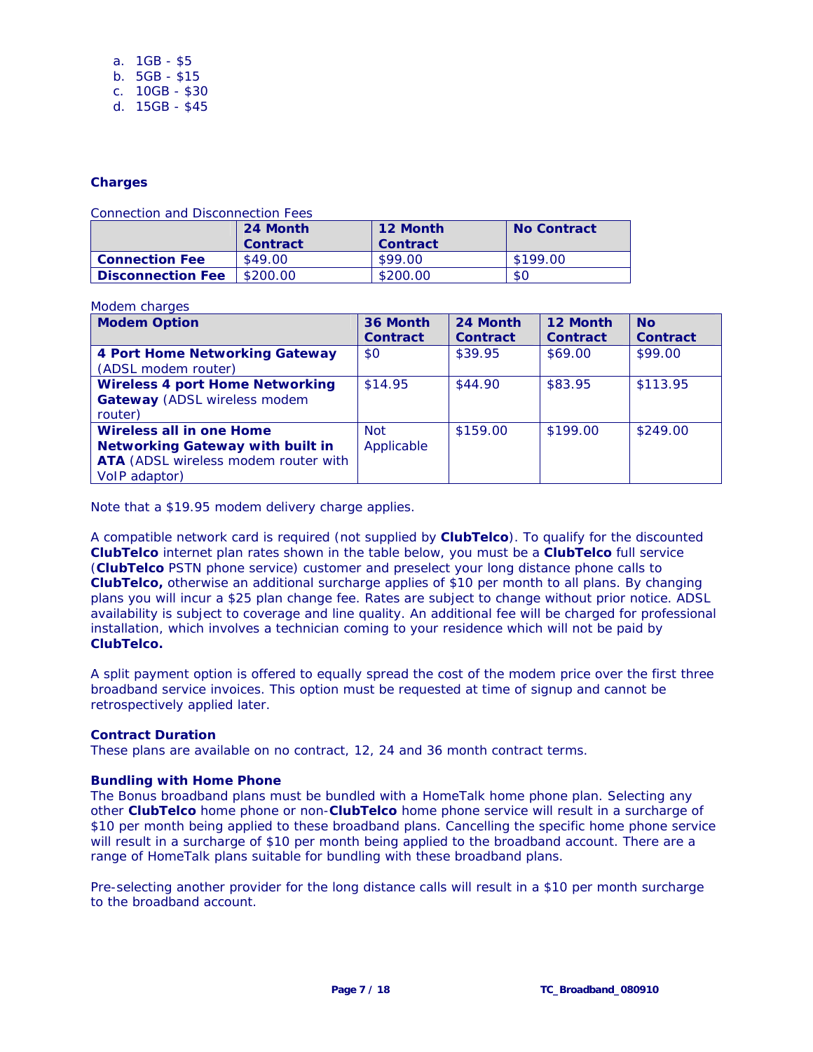a. 1GB - $5
b. 5GB - $15
c. 10GB - $30
d. 15GB - $45

**Charges**

Connection and Disconnection Fees

| | 24 Month Contract | 12 Month Contract | No Contract |
|---|---|---|---|
| **Connection Fee** | $49.00 | $99.00 | $199.00 |
| **Disconnection Fee** | $200.00 | $200.00 | $0 |

Modem charges

| Modem Option | 36 Month Contract | 24 Month Contract | 12 Month Contract | No Contract |
|---|---|---|---|---|
| **4 Port Home Networking Gateway** (ADSL modem router) | $0 | $39.95 | $69.00 | $99.00 |
| **Wireless 4 port Home Networking Gateway** (ADSL wireless modem router) | $14.95 | $44.90 | $83.95 | $113.95 |
| **Wireless all in one Home Networking Gateway with built in ATA** (ADSL wireless modem router with VoIP adaptor) | Not Applicable | $159.00 | $199.00 | $249.00 |

Note that a $19.95 modem delivery charge applies.

A compatible network card is required (not supplied by **ClubTelco**). To qualify for the discounted **ClubTelco** internet plan rates shown in the table below, you must be a **ClubTelco** full service (**ClubTelco** PSTN phone service) customer and preselect your long distance phone calls to **ClubTelco,** otherwise an additional surcharge applies of $10 per month to all plans. By changing plans you will incur a $25 plan change fee. Rates are subject to change without prior notice. ADSL availability is subject to coverage and line quality. An additional fee will be charged for professional installation, which involves a technician coming to your residence which will not be paid by **ClubTelco.**

A split payment option is offered to equally spread the cost of the modem price over the first three broadband service invoices. This option must be requested at time of signup and cannot be retrospectively applied later.

**Contract Duration**

These plans are available on no contract, 12, 24 and 36 month contract terms.

**Bundling with Home Phone**

The Bonus broadband plans must be bundled with a HomeTalk home phone plan. Selecting any other **ClubTelco** home phone or non-**ClubTelco** home phone service will result in a surcharge of $10 per month being applied to these broadband plans. Cancelling the specific home phone service will result in a surcharge of $10 per month being applied to the broadband account. There are a range of HomeTalk plans suitable for bundling with these broadband plans.

Pre-selecting another provider for the long distance calls will result in a $10 per month surcharge to the broadband account.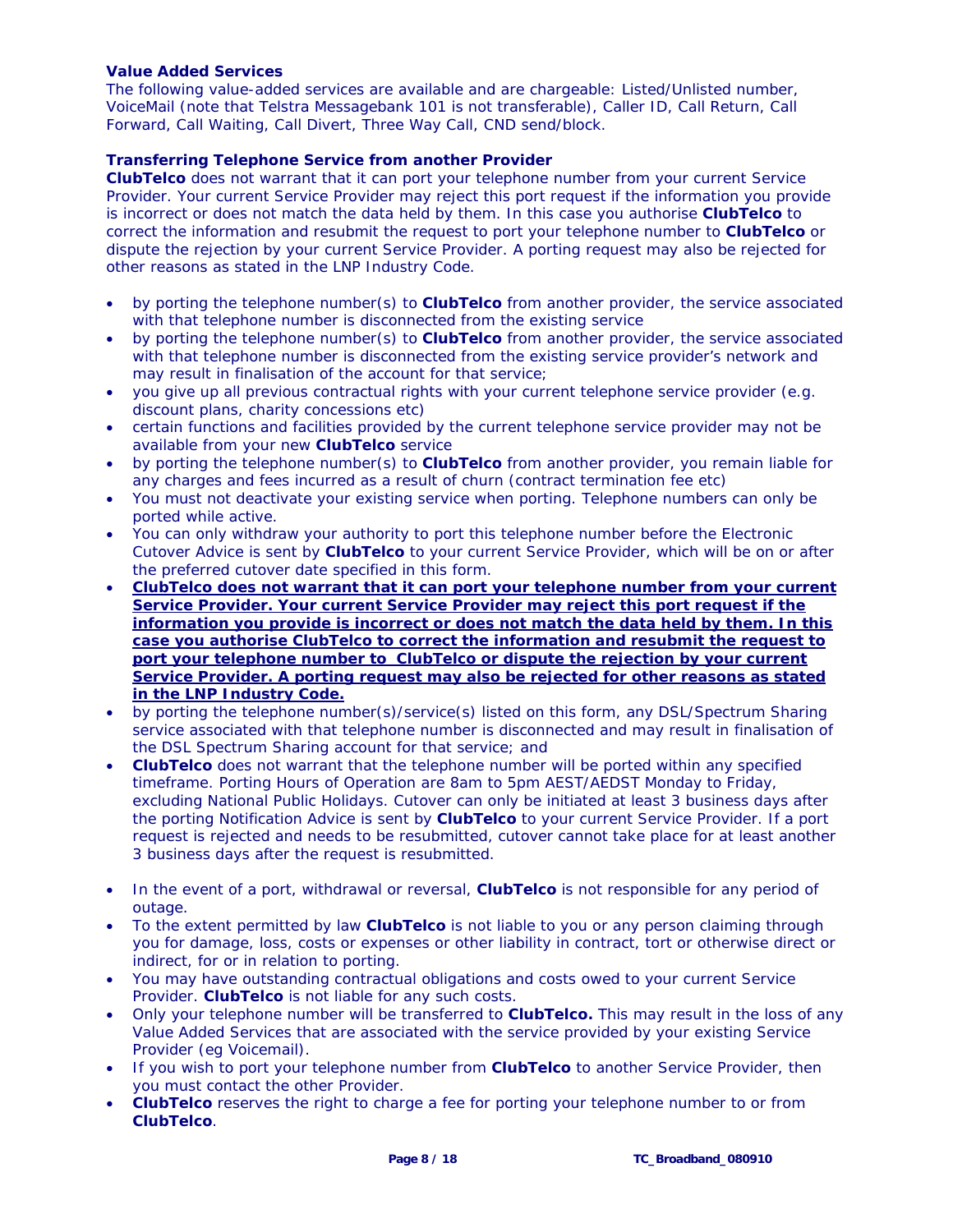### Value Added Services

The following value-added services are available and are chargeable: Listed/Unlisted number, VoiceMail (note that Telstra Messagebank 101 is not transferable), Caller ID, Call Return, Call Forward, Call Waiting, Call Divert, Three Way Call, CND send/block.

### Transferring Telephone Service from another Provider

**ClubTelco** does not warrant that it can port your telephone number from your current Service Provider. Your current Service Provider may reject this port request if the information you provide is incorrect or does not match the data held by them. In this case you authorise **ClubTelco** to correct the information and resubmit the request to port your telephone number to **ClubTelco** or dispute the rejection by your current Service Provider. A porting request may also be rejected for other reasons as stated in the LNP Industry Code.

- by porting the telephone number(s) to **ClubTelco** from another provider, the service associated with that telephone number is disconnected from the existing service
- by porting the telephone number(s) to **ClubTelco** from another provider, the service associated with that telephone number is disconnected from the existing service provider's network and may result in finalisation of the account for that service;
- you give up all previous contractual rights with your current telephone service provider (e.g. discount plans, charity concessions etc)
- certain functions and facilities provided by the current telephone service provider may not be available from your new **ClubTelco** service
- by porting the telephone number(s) to **ClubTelco** from another provider, you remain liable for any charges and fees incurred as a result of churn (contract termination fee etc)
- You must not deactivate your existing service when porting. Telephone numbers can only be ported while active.
- You can only withdraw your authority to port this telephone number before the Electronic Cutover Advice is sent by **ClubTelco** to your current Service Provider, which will be on or after the preferred cutover date specified in this form.
- <u>**ClubTelco does not warrant that it can port your telephone number from your current Service Provider. Your current Service Provider may reject this port request if the information you provide is incorrect or does not match the data held by them. In this case you authorise ClubTelco to correct the information and resubmit the request to port your telephone number to ClubTelco or dispute the rejection by your current Service Provider. A porting request may also be rejected for other reasons as stated in the LNP Industry Code.**</u>
- by porting the telephone number(s)/service(s) listed on this form, any DSL/Spectrum Sharing service associated with that telephone number is disconnected and may result in finalisation of the DSL Spectrum Sharing account for that service; and
- **ClubTelco** does not warrant that the telephone number will be ported within any specified timeframe. Porting Hours of Operation are 8am to 5pm AEST/AEDST Monday to Friday, excluding National Public Holidays. Cutover can only be initiated at least 3 business days after the porting Notification Advice is sent by **ClubTelco** to your current Service Provider. If a port request is rejected and needs to be resubmitted, cutover cannot take place for at least another 3 business days after the request is resubmitted.
- In the event of a port, withdrawal or reversal, **ClubTelco** is not responsible for any period of outage.
- To the extent permitted by law **ClubTelco** is not liable to you or any person claiming through you for damage, loss, costs or expenses or other liability in contract, tort or otherwise direct or indirect, for or in relation to porting.
- You may have outstanding contractual obligations and costs owed to your current Service Provider. **ClubTelco** is not liable for any such costs.
- Only your telephone number will be transferred to **ClubTelco.** This may result in the loss of any Value Added Services that are associated with the service provided by your existing Service Provider (eg Voicemail).
- If you wish to port your telephone number from **ClubTelco** to another Service Provider, then you must contact the other Provider.
- **ClubTelco** reserves the right to charge a fee for porting your telephone number to or from **ClubTelco**.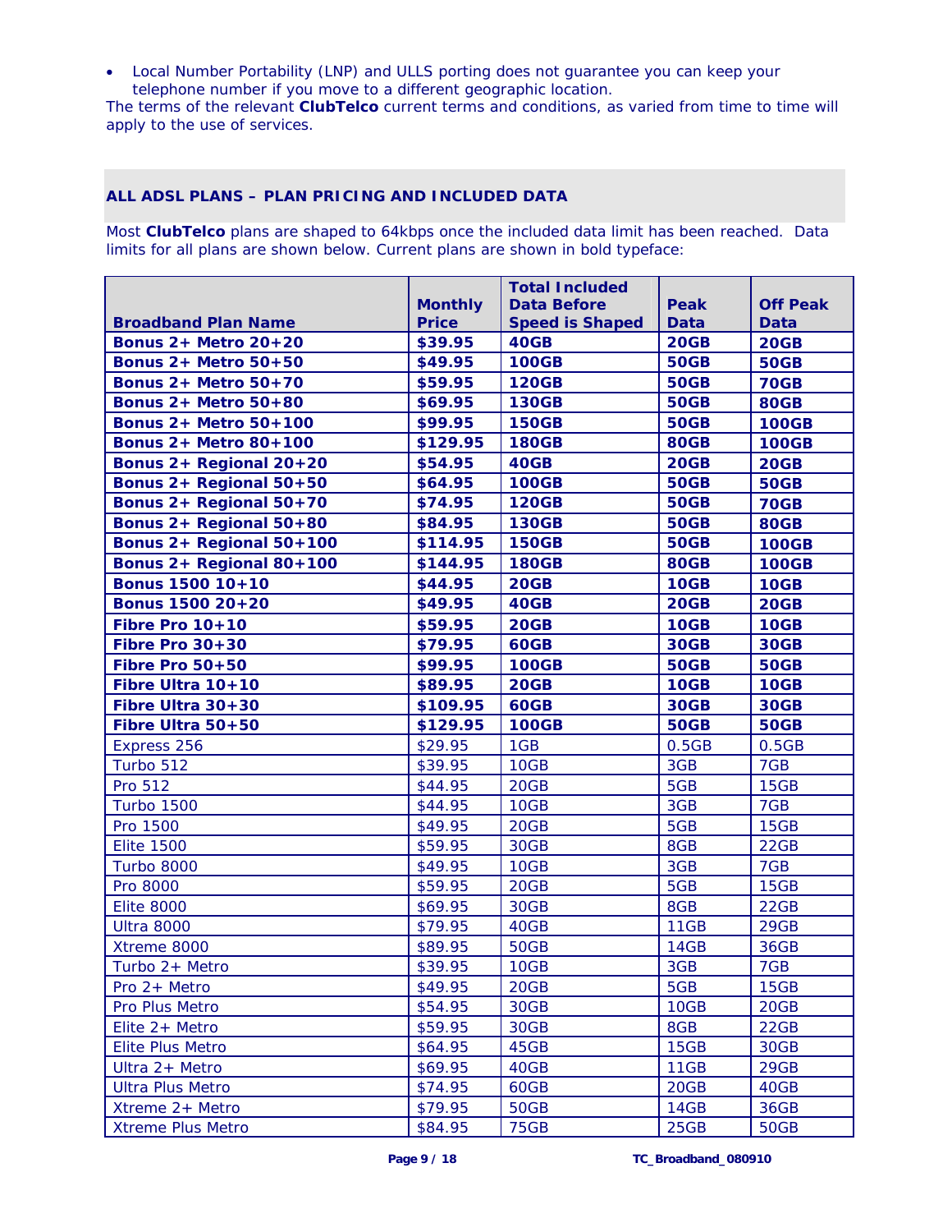- Local Number Portability (LNP) and ULLS porting does not guarantee you can keep your telephone number if you move to a different geographic location.

The terms of the relevant **ClubTelco** current terms and conditions, as varied from time to time will apply to the use of services.

## ALL ADSL PLANS – PLAN PRICING AND INCLUDED DATA

Most **ClubTelco** plans are shaped to 64kbps once the included data limit has been reached. Data limits for all plans are shown below. Current plans are shown in bold typeface:

| Broadband Plan Name | Monthly Price | Total Included Data Before Speed is Shaped | Peak Data | Off Peak Data |
|---|---|---|---|---|
| **Bonus 2+ Metro 20+20** | **$39.95** | **40GB** | **20GB** | **20GB** |
| **Bonus 2+ Metro 50+50** | **$49.95** | **100GB** | **50GB** | **50GB** |
| **Bonus 2+ Metro 50+70** | **$59.95** | **120GB** | **50GB** | **70GB** |
| **Bonus 2+ Metro 50+80** | **$69.95** | **130GB** | **50GB** | **80GB** |
| **Bonus 2+ Metro 50+100** | **$99.95** | **150GB** | **50GB** | **100GB** |
| **Bonus 2+ Metro 80+100** | **$129.95** | **180GB** | **80GB** | **100GB** |
| **Bonus 2+ Regional 20+20** | **$54.95** | **40GB** | **20GB** | **20GB** |
| **Bonus 2+ Regional 50+50** | **$64.95** | **100GB** | **50GB** | **50GB** |
| **Bonus 2+ Regional 50+70** | **$74.95** | **120GB** | **50GB** | **70GB** |
| **Bonus 2+ Regional 50+80** | **$84.95** | **130GB** | **50GB** | **80GB** |
| **Bonus 2+ Regional 50+100** | **$114.95** | **150GB** | **50GB** | **100GB** |
| **Bonus 2+ Regional 80+100** | **$144.95** | **180GB** | **80GB** | **100GB** |
| **Bonus 1500 10+10** | **$44.95** | **20GB** | **10GB** | **10GB** |
| **Bonus 1500 20+20** | **$49.95** | **40GB** | **20GB** | **20GB** |
| **Fibre Pro 10+10** | **$59.95** | **20GB** | **10GB** | **10GB** |
| **Fibre Pro 30+30** | **$79.95** | **60GB** | **30GB** | **30GB** |
| **Fibre Pro 50+50** | **$99.95** | **100GB** | **50GB** | **50GB** |
| **Fibre Ultra 10+10** | **$89.95** | **20GB** | **10GB** | **10GB** |
| **Fibre Ultra 30+30** | **$109.95** | **60GB** | **30GB** | **30GB** |
| **Fibre Ultra 50+50** | **$129.95** | **100GB** | **50GB** | **50GB** |
| Express 256 | $29.95 | 1GB | 0.5GB | 0.5GB |
| Turbo 512 | $39.95 | 10GB | 3GB | 7GB |
| Pro 512 | $44.95 | 20GB | 5GB | 15GB |
| Turbo 1500 | $44.95 | 10GB | 3GB | 7GB |
| Pro 1500 | $49.95 | 20GB | 5GB | 15GB |
| Elite 1500 | $59.95 | 30GB | 8GB | 22GB |
| Turbo 8000 | $49.95 | 10GB | 3GB | 7GB |
| Pro 8000 | $59.95 | 20GB | 5GB | 15GB |
| Elite 8000 | $69.95 | 30GB | 8GB | 22GB |
| Ultra 8000 | $79.95 | 40GB | 11GB | 29GB |
| Xtreme 8000 | $89.95 | 50GB | 14GB | 36GB |
| Turbo 2+ Metro | $39.95 | 10GB | 3GB | 7GB |
| Pro 2+ Metro | $49.95 | 20GB | 5GB | 15GB |
| Pro Plus Metro | $54.95 | 30GB | 10GB | 20GB |
| Elite 2+ Metro | $59.95 | 30GB | 8GB | 22GB |
| Elite Plus Metro | $64.95 | 45GB | 15GB | 30GB |
| Ultra 2+ Metro | $69.95 | 40GB | 11GB | 29GB |
| Ultra Plus Metro | $74.95 | 60GB | 20GB | 40GB |
| Xtreme 2+ Metro | $79.95 | 50GB | 14GB | 36GB |
| Xtreme Plus Metro | $84.95 | 75GB | 25GB | 50GB |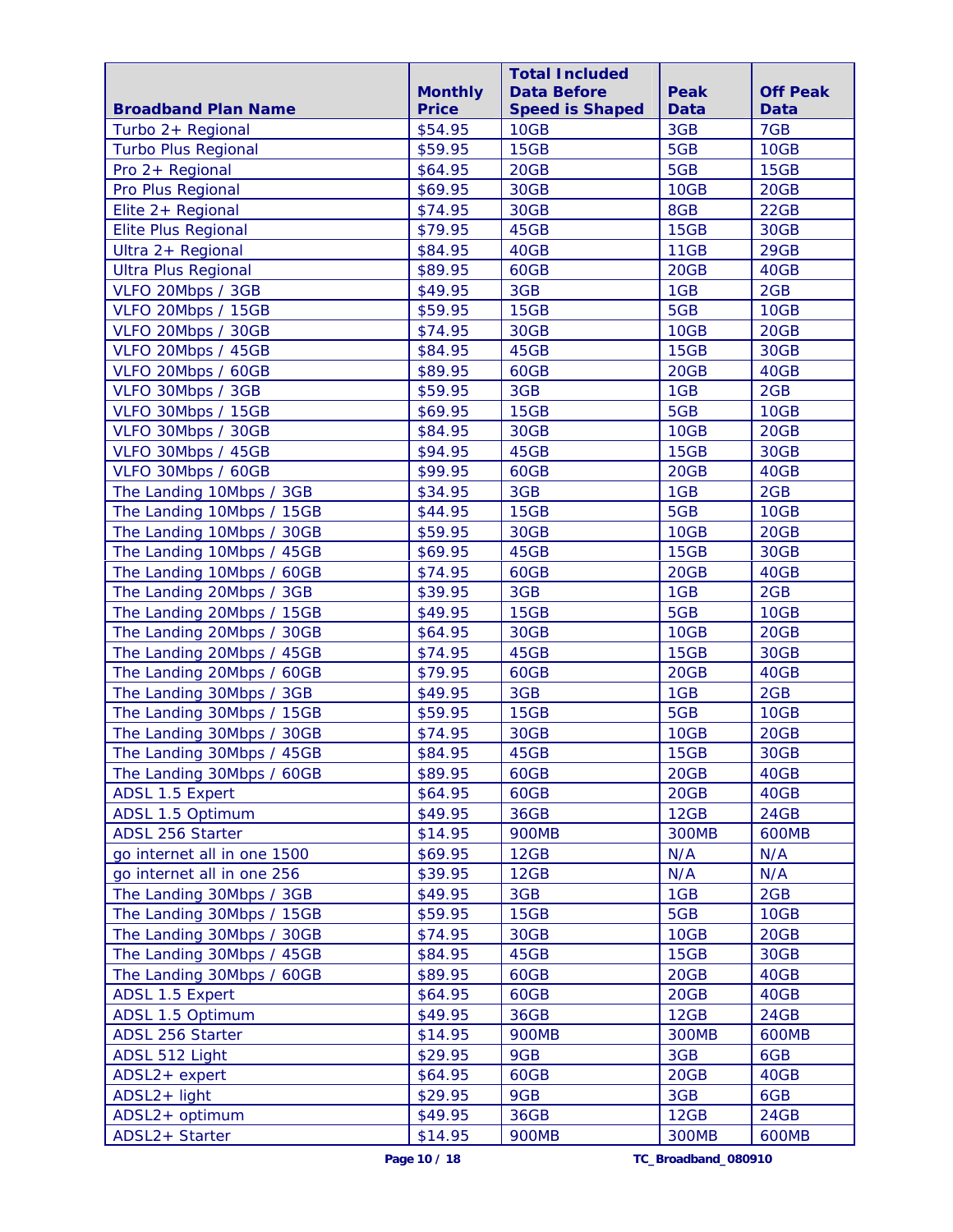| Broadband Plan Name | Monthly Price | Total Included Data Before Speed is Shaped | Peak Data | Off Peak Data |
|---|---|---|---|---|
| Turbo 2+ Regional | $54.95 | 10GB | 3GB | 7GB |
| Turbo Plus Regional | $59.95 | 15GB | 5GB | 10GB |
| Pro 2+ Regional | $64.95 | 20GB | 5GB | 15GB |
| Pro Plus Regional | $69.95 | 30GB | 10GB | 20GB |
| Elite 2+ Regional | $74.95 | 30GB | 8GB | 22GB |
| Elite Plus Regional | $79.95 | 45GB | 15GB | 30GB |
| Ultra 2+ Regional | $84.95 | 40GB | 11GB | 29GB |
| Ultra Plus Regional | $89.95 | 60GB | 20GB | 40GB |
| VLFO 20Mbps / 3GB | $49.95 | 3GB | 1GB | 2GB |
| VLFO 20Mbps / 15GB | $59.95 | 15GB | 5GB | 10GB |
| VLFO 20Mbps / 30GB | $74.95 | 30GB | 10GB | 20GB |
| VLFO 20Mbps / 45GB | $84.95 | 45GB | 15GB | 30GB |
| VLFO 20Mbps / 60GB | $89.95 | 60GB | 20GB | 40GB |
| VLFO 30Mbps / 3GB | $59.95 | 3GB | 1GB | 2GB |
| VLFO 30Mbps / 15GB | $69.95 | 15GB | 5GB | 10GB |
| VLFO 30Mbps / 30GB | $84.95 | 30GB | 10GB | 20GB |
| VLFO 30Mbps / 45GB | $94.95 | 45GB | 15GB | 30GB |
| VLFO 30Mbps / 60GB | $99.95 | 60GB | 20GB | 40GB |
| The Landing 10Mbps / 3GB | $34.95 | 3GB | 1GB | 2GB |
| The Landing 10Mbps / 15GB | $44.95 | 15GB | 5GB | 10GB |
| The Landing 10Mbps / 30GB | $59.95 | 30GB | 10GB | 20GB |
| The Landing 10Mbps / 45GB | $69.95 | 45GB | 15GB | 30GB |
| The Landing 10Mbps / 60GB | $74.95 | 60GB | 20GB | 40GB |
| The Landing 20Mbps / 3GB | $39.95 | 3GB | 1GB | 2GB |
| The Landing 20Mbps / 15GB | $49.95 | 15GB | 5GB | 10GB |
| The Landing 20Mbps / 30GB | $64.95 | 30GB | 10GB | 20GB |
| The Landing 20Mbps / 45GB | $74.95 | 45GB | 15GB | 30GB |
| The Landing 20Mbps / 60GB | $79.95 | 60GB | 20GB | 40GB |
| The Landing 30Mbps / 3GB | $49.95 | 3GB | 1GB | 2GB |
| The Landing 30Mbps / 15GB | $59.95 | 15GB | 5GB | 10GB |
| The Landing 30Mbps / 30GB | $74.95 | 30GB | 10GB | 20GB |
| The Landing 30Mbps / 45GB | $84.95 | 45GB | 15GB | 30GB |
| The Landing 30Mbps / 60GB | $89.95 | 60GB | 20GB | 40GB |
| ADSL 1.5 Expert | $64.95 | 60GB | 20GB | 40GB |
| ADSL 1.5 Optimum | $49.95 | 36GB | 12GB | 24GB |
| ADSL 256 Starter | $14.95 | 900MB | 300MB | 600MB |
| go internet all in one 1500 | $69.95 | 12GB | N/A | N/A |
| go internet all in one 256 | $39.95 | 12GB | N/A | N/A |
| The Landing 30Mbps / 3GB | $49.95 | 3GB | 1GB | 2GB |
| The Landing 30Mbps / 15GB | $59.95 | 15GB | 5GB | 10GB |
| The Landing 30Mbps / 30GB | $74.95 | 30GB | 10GB | 20GB |
| The Landing 30Mbps / 45GB | $84.95 | 45GB | 15GB | 30GB |
| The Landing 30Mbps / 60GB | $89.95 | 60GB | 20GB | 40GB |
| ADSL 1.5 Expert | $64.95 | 60GB | 20GB | 40GB |
| ADSL 1.5 Optimum | $49.95 | 36GB | 12GB | 24GB |
| ADSL 256 Starter | $14.95 | 900MB | 300MB | 600MB |
| ADSL 512 Light | $29.95 | 9GB | 3GB | 6GB |
| ADSL2+ expert | $64.95 | 60GB | 20GB | 40GB |
| ADSL2+ light | $29.95 | 9GB | 3GB | 6GB |
| ADSL2+ optimum | $49.95 | 36GB | 12GB | 24GB |
| ADSL2+ Starter | $14.95 | 900MB | 300MB | 600MB |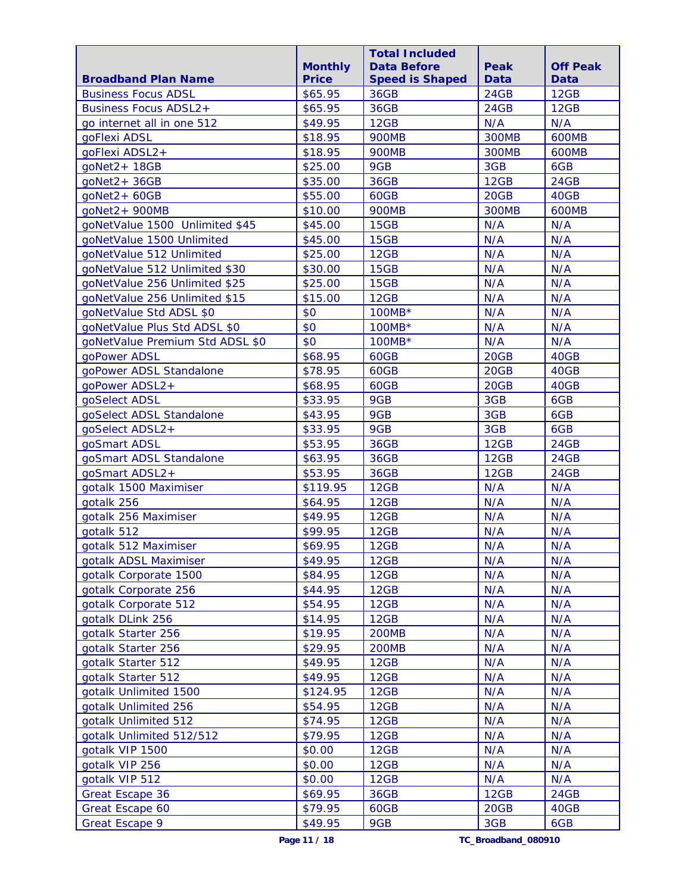| Broadband Plan Name | Monthly Price | Total Included Data Before Speed is Shaped | Peak Data | Off Peak Data |
| --- | --- | --- | --- | --- |
| Business Focus ADSL | $65.95 | 36GB | 24GB | 12GB |
| Business Focus ADSL2+ | $65.95 | 36GB | 24GB | 12GB |
| go internet all in one 512 | $49.95 | 12GB | N/A | N/A |
| goFlexi ADSL | $18.95 | 900MB | 300MB | 600MB |
| goFlexi ADSL2+ | $18.95 | 900MB | 300MB | 600MB |
| goNet2+ 18GB | $25.00 | 9GB | 3GB | 6GB |
| goNet2+ 36GB | $35.00 | 36GB | 12GB | 24GB |
| goNet2+ 60GB | $55.00 | 60GB | 20GB | 40GB |
| goNet2+ 900MB | $10.00 | 900MB | 300MB | 600MB |
| goNetValue 1500 Unlimited $45 | $45.00 | 15GB | N/A | N/A |
| goNetValue 1500 Unlimited | $45.00 | 15GB | N/A | N/A |
| goNetValue 512 Unlimited | $25.00 | 12GB | N/A | N/A |
| goNetValue 512 Unlimited $30 | $30.00 | 15GB | N/A | N/A |
| goNetValue 256 Unlimited $25 | $25.00 | 15GB | N/A | N/A |
| goNetValue 256 Unlimited $15 | $15.00 | 12GB | N/A | N/A |
| goNetValue Std ADSL $0 | $0 | 100MB* | N/A | N/A |
| goNetValue Plus Std ADSL $0 | $0 | 100MB* | N/A | N/A |
| goNetValue Premium Std ADSL $0 | $0 | 100MB* | N/A | N/A |
| goPower ADSL | $68.95 | 60GB | 20GB | 40GB |
| goPower ADSL Standalone | $78.95 | 60GB | 20GB | 40GB |
| goPower ADSL2+ | $68.95 | 60GB | 20GB | 40GB |
| goSelect ADSL | $33.95 | 9GB | 3GB | 6GB |
| goSelect ADSL Standalone | $43.95 | 9GB | 3GB | 6GB |
| goSelect ADSL2+ | $33.95 | 9GB | 3GB | 6GB |
| goSmart ADSL | $53.95 | 36GB | 12GB | 24GB |
| goSmart ADSL Standalone | $63.95 | 36GB | 12GB | 24GB |
| goSmart ADSL2+ | $53.95 | 36GB | 12GB | 24GB |
| gotalk 1500 Maximiser | $119.95 | 12GB | N/A | N/A |
| gotalk 256 | $64.95 | 12GB | N/A | N/A |
| gotalk 256 Maximiser | $49.95 | 12GB | N/A | N/A |
| gotalk 512 | $99.95 | 12GB | N/A | N/A |
| gotalk 512 Maximiser | $69.95 | 12GB | N/A | N/A |
| gotalk ADSL Maximiser | $49.95 | 12GB | N/A | N/A |
| gotalk Corporate 1500 | $84.95 | 12GB | N/A | N/A |
| gotalk Corporate 256 | $44.95 | 12GB | N/A | N/A |
| gotalk Corporate 512 | $54.95 | 12GB | N/A | N/A |
| gotalk DLink 256 | $14.95 | 12GB | N/A | N/A |
| gotalk Starter 256 | $19.95 | 200MB | N/A | N/A |
| gotalk Starter 256 | $29.95 | 200MB | N/A | N/A |
| gotalk Starter 512 | $49.95 | 12GB | N/A | N/A |
| gotalk Starter 512 | $49.95 | 12GB | N/A | N/A |
| gotalk Unlimited 1500 | $124.95 | 12GB | N/A | N/A |
| gotalk Unlimited 256 | $54.95 | 12GB | N/A | N/A |
| gotalk Unlimited 512 | $74.95 | 12GB | N/A | N/A |
| gotalk Unlimited 512/512 | $79.95 | 12GB | N/A | N/A |
| gotalk VIP 1500 | $0.00 | 12GB | N/A | N/A |
| gotalk VIP 256 | $0.00 | 12GB | N/A | N/A |
| gotalk VIP 512 | $0.00 | 12GB | N/A | N/A |
| Great Escape 36 | $69.95 | 36GB | 12GB | 24GB |
| Great Escape 60 | $79.95 | 60GB | 20GB | 40GB |
| Great Escape 9 | $49.95 | 9GB | 3GB | 6GB |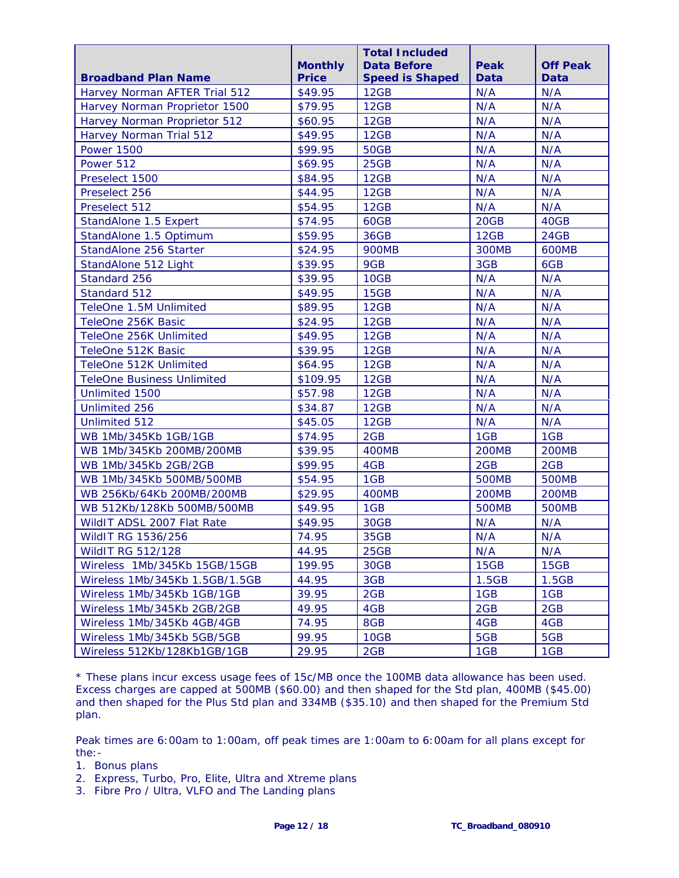| Broadband Plan Name | Monthly Price | Total Included Data Before Speed is Shaped | Peak Data | Off Peak Data |
|---|---|---|---|---|
| Harvey Norman AFTER Trial 512 | $49.95 | 12GB | N/A | N/A |
| Harvey Norman Proprietor 1500 | $79.95 | 12GB | N/A | N/A |
| Harvey Norman Proprietor 512 | $60.95 | 12GB | N/A | N/A |
| Harvey Norman Trial 512 | $49.95 | 12GB | N/A | N/A |
| Power 1500 | $99.95 | 50GB | N/A | N/A |
| Power 512 | $69.95 | 25GB | N/A | N/A |
| Preselect 1500 | $84.95 | 12GB | N/A | N/A |
| Preselect 256 | $44.95 | 12GB | N/A | N/A |
| Preselect 512 | $54.95 | 12GB | N/A | N/A |
| StandAlone 1.5 Expert | $74.95 | 60GB | 20GB | 40GB |
| StandAlone 1.5 Optimum | $59.95 | 36GB | 12GB | 24GB |
| StandAlone 256 Starter | $24.95 | 900MB | 300MB | 600MB |
| StandAlone 512 Light | $39.95 | 9GB | 3GB | 6GB |
| Standard 256 | $39.95 | 10GB | N/A | N/A |
| Standard 512 | $49.95 | 15GB | N/A | N/A |
| TeleOne 1.5M Unlimited | $89.95 | 12GB | N/A | N/A |
| TeleOne 256K Basic | $24.95 | 12GB | N/A | N/A |
| TeleOne 256K Unlimited | $49.95 | 12GB | N/A | N/A |
| TeleOne 512K Basic | $39.95 | 12GB | N/A | N/A |
| TeleOne 512K Unlimited | $64.95 | 12GB | N/A | N/A |
| TeleOne Business Unlimited | $109.95 | 12GB | N/A | N/A |
| Unlimited 1500 | $57.98 | 12GB | N/A | N/A |
| Unlimited 256 | $34.87 | 12GB | N/A | N/A |
| Unlimited 512 | $45.05 | 12GB | N/A | N/A |
| WB 1Mb/345Kb 1GB/1GB | $74.95 | 2GB | 1GB | 1GB |
| WB 1Mb/345Kb 200MB/200MB | $39.95 | 400MB | 200MB | 200MB |
| WB 1Mb/345Kb 2GB/2GB | $99.95 | 4GB | 2GB | 2GB |
| WB 1Mb/345Kb 500MB/500MB | $54.95 | 1GB | 500MB | 500MB |
| WB 256Kb/64Kb 200MB/200MB | $29.95 | 400MB | 200MB | 200MB |
| WB 512Kb/128Kb 500MB/500MB | $49.95 | 1GB | 500MB | 500MB |
| WildIT ADSL 2007 Flat Rate | $49.95 | 30GB | N/A | N/A |
| WildIT RG 1536/256 | 74.95 | 35GB | N/A | N/A |
| WildIT RG 512/128 | 44.95 | 25GB | N/A | N/A |
| Wireless 1Mb/345Kb 15GB/15GB | 199.95 | 30GB | 15GB | 15GB |
| Wireless 1Mb/345Kb 1.5GB/1.5GB | 44.95 | 3GB | 1.5GB | 1.5GB |
| Wireless 1Mb/345Kb 1GB/1GB | 39.95 | 2GB | 1GB | 1GB |
| Wireless 1Mb/345Kb 2GB/2GB | 49.95 | 4GB | 2GB | 2GB |
| Wireless 1Mb/345Kb 4GB/4GB | 74.95 | 8GB | 4GB | 4GB |
| Wireless 1Mb/345Kb 5GB/5GB | 99.95 | 10GB | 5GB | 5GB |
| Wireless 512Kb/128Kb1GB/1GB | 29.95 | 2GB | 1GB | 1GB |

* These plans incur excess usage fees of 15c/MB once the 100MB data allowance has been used. Excess charges are capped at 500MB ($60.00) and then shaped for the Std plan, 400MB ($45.00) and then shaped for the Plus Std plan and 334MB ($35.10) and then shaped for the Premium Std plan.

Peak times are 6:00am to 1:00am, off peak times are 1:00am to 6:00am for all plans except for the:-

1. Bonus plans
2. Express, Turbo, Pro, Elite, Ultra and Xtreme plans
3. Fibre Pro / Ultra, VLFO and The Landing plans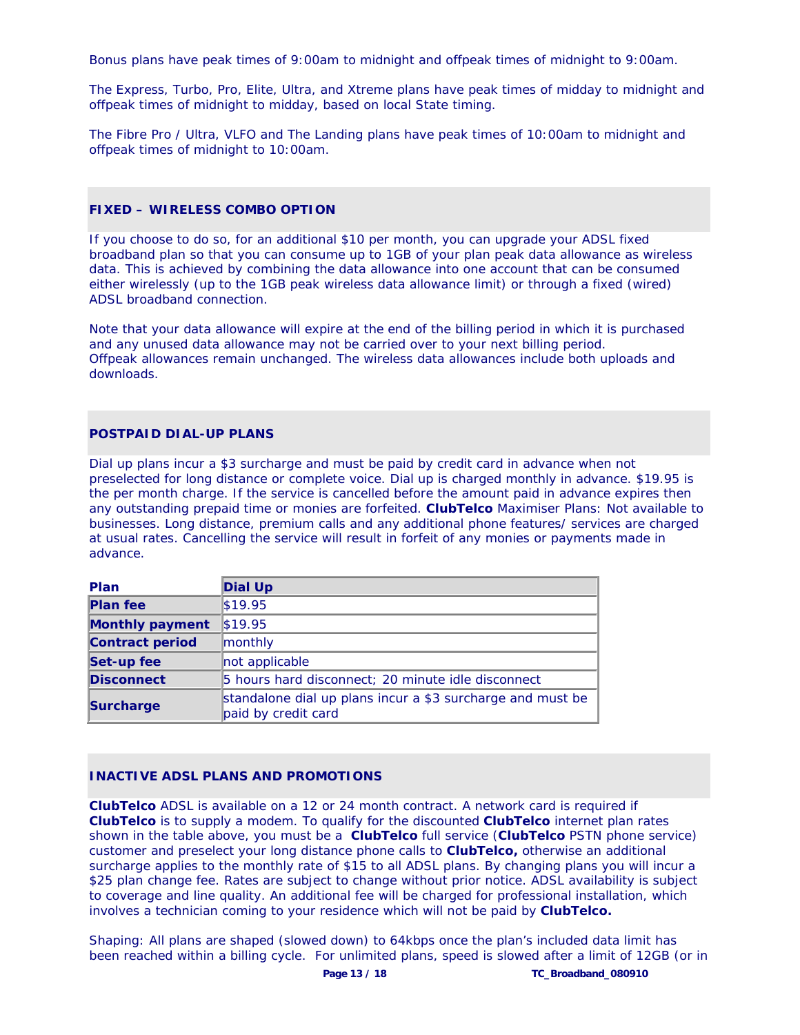Bonus plans have peak times of 9:00am to midnight and offpeak times of midnight to 9:00am.

The Express, Turbo, Pro, Elite, Ultra, and Xtreme plans have peak times of midday to midnight and offpeak times of midnight to midday, based on local State timing.

The Fibre Pro / Ultra, VLFO and The Landing plans have peak times of 10:00am to midnight and offpeak times of midnight to 10:00am.

## FIXED – WIRELESS COMBO OPTION

If you choose to do so, for an additional $10 per month, you can upgrade your ADSL fixed broadband plan so that you can consume up to 1GB of your plan peak data allowance as wireless data. This is achieved by combining the data allowance into one account that can be consumed either wirelessly (up to the 1GB peak wireless data allowance limit) or through a fixed (wired) ADSL broadband connection.

Note that your data allowance will expire at the end of the billing period in which it is purchased and any unused data allowance may not be carried over to your next billing period.
Offpeak allowances remain unchanged. The wireless data allowances include both uploads and downloads.

## POSTPAID DIAL-UP PLANS

Dial up plans incur a $3 surcharge and must be paid by credit card in advance when not preselected for long distance or complete voice. Dial up is charged monthly in advance. $19.95 is the per month charge. If the service is cancelled before the amount paid in advance expires then any outstanding prepaid time or monies are forfeited. **ClubTelco** Maximiser Plans: Not available to businesses. Long distance, premium calls and any additional phone features/ services are charged at usual rates. Cancelling the service will result in forfeit of any monies or payments made in advance.

| **Plan** | **Dial Up** |
|---|---|
| **Plan fee** | $19.95 |
| **Monthly payment** | $19.95 |
| **Contract period** | monthly |
| **Set-up fee** | not applicable |
| **Disconnect** | 5 hours hard disconnect; 20 minute idle disconnect |
| **Surcharge** | standalone dial up plans incur a $3 surcharge and must be paid by credit card |

## INACTIVE ADSL PLANS AND PROMOTIONS

**ClubTelco** ADSL is available on a 12 or 24 month contract. A network card is required if **ClubTelco** is to supply a modem. To qualify for the discounted **ClubTelco** internet plan rates shown in the table above, you must be a **ClubTelco** full service (**ClubTelco** PSTN phone service) customer and preselect your long distance phone calls to **ClubTelco,** otherwise an additional surcharge applies to the monthly rate of $15 to all ADSL plans. By changing plans you will incur a $25 plan change fee. Rates are subject to change without prior notice. ADSL availability is subject to coverage and line quality. An additional fee will be charged for professional installation, which involves a technician coming to your residence which will not be paid by **ClubTelco.**

Shaping: All plans are shaped (slowed down) to 64kbps once the plan's included data limit has been reached within a billing cycle. For unlimited plans, speed is slowed after a limit of 12GB (or in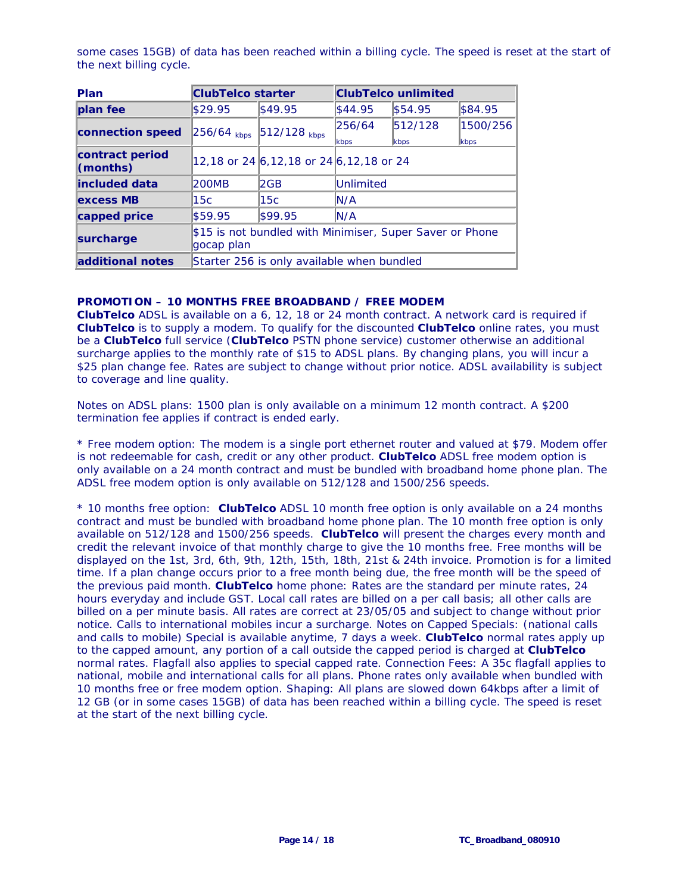some cases 15GB) of data has been reached within a billing cycle. The speed is reset at the start of the next billing cycle.

| Plan | ClubTelco starter | | ClubTelco unlimited | | |
|---|---|---|---|---|---|
| plan fee | $29.95 | $49.95 | $44.95 | $54.95 | $84.95 |
| connection speed | 256/64 kbps | 512/128 kbps | 256/64 kbps | 512/128 kbps | 1500/256 kbps |
| contract period (months) | 12,18 or 24 | 6,12,18 or 24 | 6,12,18 or 24 | | |
| included data | 200MB | 2GB | Unlimited | | |
| excess MB | 15c | 15c | N/A | | |
| capped price | $59.95 | $99.95 | N/A | | |
| surcharge | $15 is not bundled with Minimiser, Super Saver or Phone gocap plan | | | | |
| additional notes | Starter 256 is only available when bundled | | | | |

**PROMOTION – 10 MONTHS FREE BROADBAND / FREE MODEM**

**ClubTelco** ADSL is available on a 6, 12, 18 or 24 month contract. A network card is required if **ClubTelco** is to supply a modem. To qualify for the discounted **ClubTelco** online rates, you must be a **ClubTelco** full service (**ClubTelco** PSTN phone service) customer otherwise an additional surcharge applies to the monthly rate of $15 to ADSL plans. By changing plans, you will incur a $25 plan change fee. Rates are subject to change without prior notice. ADSL availability is subject to coverage and line quality.

Notes on ADSL plans: 1500 plan is only available on a minimum 12 month contract. A $200 termination fee applies if contract is ended early.

* Free modem option: The modem is a single port ethernet router and valued at $79. Modem offer is not redeemable for cash, credit or any other product. **ClubTelco** ADSL free modem option is only available on a 24 month contract and must be bundled with broadband home phone plan. The ADSL free modem option is only available on 512/128 and 1500/256 speeds.

* 10 months free option: **ClubTelco** ADSL 10 month free option is only available on a 24 months contract and must be bundled with broadband home phone plan. The 10 month free option is only available on 512/128 and 1500/256 speeds. **ClubTelco** will present the charges every month and credit the relevant invoice of that monthly charge to give the 10 months free. Free months will be displayed on the 1st, 3rd, 6th, 9th, 12th, 15th, 18th, 21st & 24th invoice. Promotion is for a limited time. If a plan change occurs prior to a free month being due, the free month will be the speed of the previous paid month. **ClubTelco** home phone: Rates are the standard per minute rates, 24 hours everyday and include GST. Local call rates are billed on a per call basis; all other calls are billed on a per minute basis. All rates are correct at 23/05/05 and subject to change without prior notice. Calls to international mobiles incur a surcharge. Notes on Capped Specials: (national calls and calls to mobile) Special is available anytime, 7 days a week. **ClubTelco** normal rates apply up to the capped amount, any portion of a call outside the capped period is charged at **ClubTelco** normal rates. Flagfall also applies to special capped rate. Connection Fees: A 35c flagfall applies to national, mobile and international calls for all plans. Phone rates only available when bundled with 10 months free or free modem option. Shaping: All plans are slowed down 64kbps after a limit of 12 GB (or in some cases 15GB) of data has been reached within a billing cycle. The speed is reset at the start of the next billing cycle.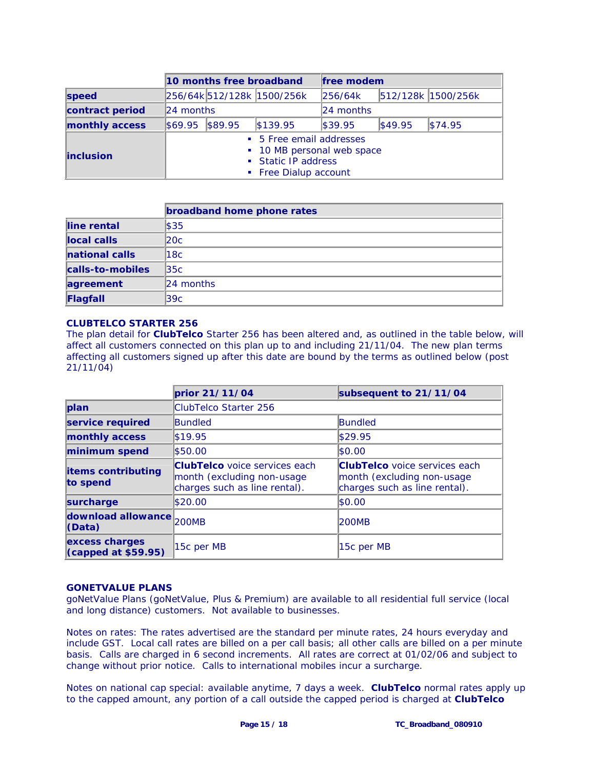| | 10 months free broadband | | | free modem | | |
|---|---|---|---|---|---|---|
| **speed** | 256/64k | 512/128k | 1500/256k | 256/64k | 512/128k | 1500/256k |
| **contract period** | 24 months | | | 24 months | | |
| **monthly access** | $69.95 | $89.95 | $139.95 | $39.95 | $49.95 | $74.95 |
| **inclusion** | ▪ 5 Free email addresses<br>▪ 10 MB personal web space<br>▪ Static IP address<br>▪ Free Dialup account | | | | | |

| | broadband home phone rates |
|---|---|
| **line rental** | $35 |
| **local calls** | 20c |
| **national calls** | 18c |
| **calls-to-mobiles** | 35c |
| **agreement** | 24 months |
| **Flagfall** | 39c |

### CLUBTELCO STARTER 256

The plan detail for **ClubTelco** Starter 256 has been altered and, as outlined in the table below, will affect all customers connected on this plan up to and including 21/11/04. The new plan terms affecting all customers signed up after this date are bound by the terms as outlined below (post 21/11/04)

| | prior 21/11/04 | subsequent to 21/11/04 |
|---|---|---|
| **plan** | ClubTelco Starter 256 | |
| **service required** | Bundled | Bundled |
| **monthly access** | $19.95 | $29.95 |
| **minimum spend** | $50.00 | $0.00 |
| **items contributing to spend** | **ClubTelco** voice services each month (excluding non-usage charges such as line rental). | **ClubTelco** voice services each month (excluding non-usage charges such as line rental). |
| **surcharge** | $20.00 | $0.00 |
| **download allowance (Data)** | 200MB | 200MB |
| **excess charges (capped at $59.95)** | 15c per MB | 15c per MB |

### GONETVALUE PLANS

goNetValue Plans (goNetValue, Plus & Premium) are available to all residential full service (local and long distance) customers. Not available to businesses.

Notes on rates: The rates advertised are the standard per minute rates, 24 hours everyday and include GST. Local call rates are billed on a per call basis; all other calls are billed on a per minute basis. Calls are charged in 6 second increments. All rates are correct at 01/02/06 and subject to change without prior notice. Calls to international mobiles incur a surcharge.

Notes on national cap special: available anytime, 7 days a week. **ClubTelco** normal rates apply up to the capped amount, any portion of a call outside the capped period is charged at **ClubTelco**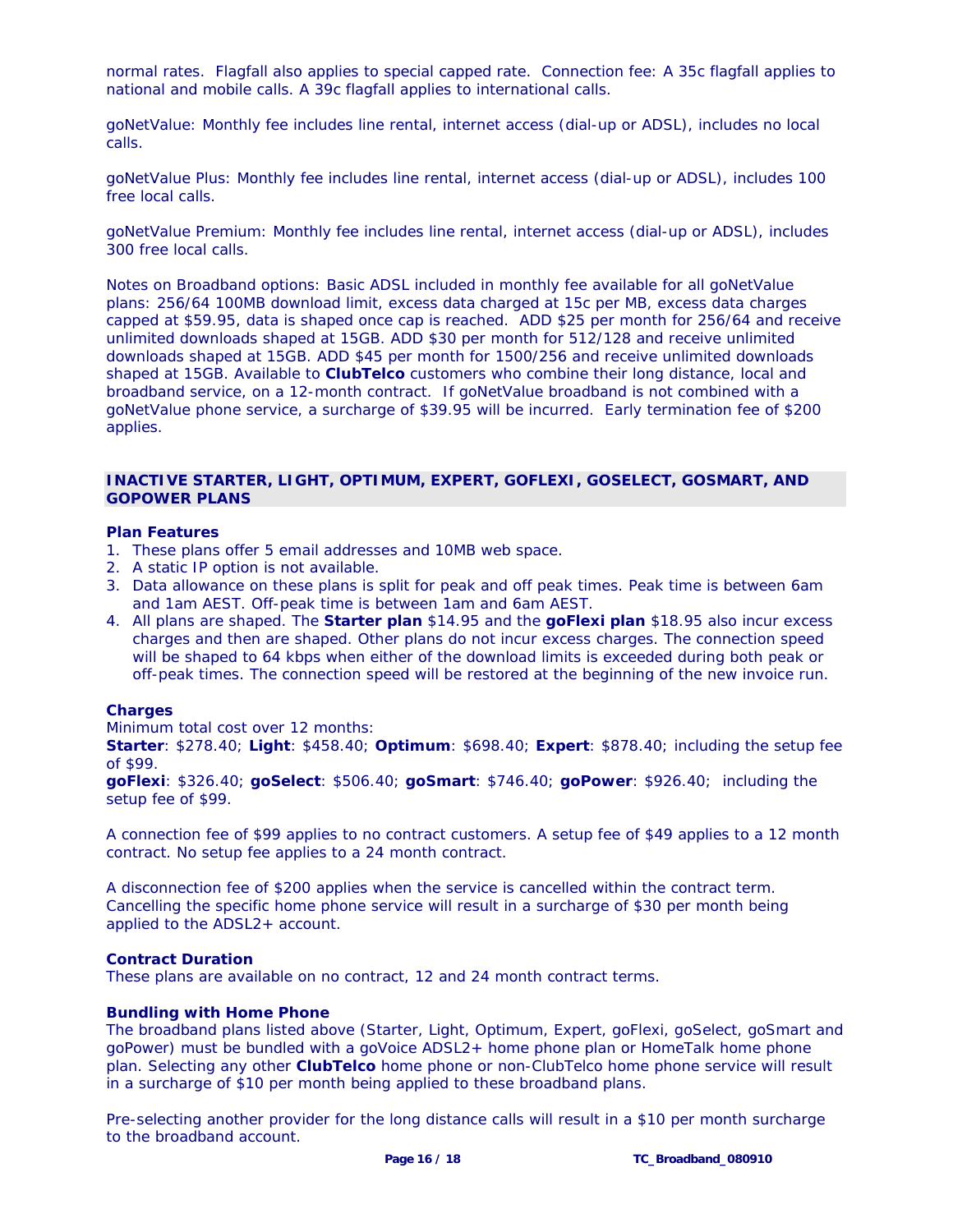normal rates. Flagfall also applies to special capped rate. Connection fee: A 35c flagfall applies to national and mobile calls. A 39c flagfall applies to international calls.

goNetValue: Monthly fee includes line rental, internet access (dial-up or ADSL), includes no local calls.

goNetValue Plus: Monthly fee includes line rental, internet access (dial-up or ADSL), includes 100 free local calls.

goNetValue Premium: Monthly fee includes line rental, internet access (dial-up or ADSL), includes 300 free local calls.

Notes on Broadband options: Basic ADSL included in monthly fee available for all goNetValue plans: 256/64 100MB download limit, excess data charged at 15c per MB, excess data charges capped at $59.95, data is shaped once cap is reached. ADD $25 per month for 256/64 and receive unlimited downloads shaped at 15GB. ADD $30 per month for 512/128 and receive unlimited downloads shaped at 15GB. ADD $45 per month for 1500/256 and receive unlimited downloads shaped at 15GB. Available to **ClubTelco** customers who combine their long distance, local and broadband service, on a 12-month contract. If goNetValue broadband is not combined with a goNetValue phone service, a surcharge of $39.95 will be incurred. Early termination fee of $200 applies.

## INACTIVE STARTER, LIGHT, OPTIMUM, EXPERT, GOFLEXI, GOSELECT, GOSMART, AND GOPOWER PLANS

### Plan Features

1. These plans offer 5 email addresses and 10MB web space.
2. A static IP option is not available.
3. Data allowance on these plans is split for peak and off peak times. Peak time is between 6am and 1am AEST. Off-peak time is between 1am and 6am AEST.
4. All plans are shaped. The **Starter plan** $14.95 and the **goFlexi plan** $18.95 also incur excess charges and then are shaped. Other plans do not incur excess charges. The connection speed will be shaped to 64 kbps when either of the download limits is exceeded during both peak or off-peak times. The connection speed will be restored at the beginning of the new invoice run.

### Charges

Minimum total cost over 12 months:
**Starter**: $278.40; **Light**: $458.40; **Optimum**: $698.40; **Expert**: $878.40; including the setup fee of $99.
**goFlexi**: $326.40; **goSelect**: $506.40; **goSmart**: $746.40; **goPower**: $926.40; including the setup fee of $99.

A connection fee of $99 applies to no contract customers. A setup fee of $49 applies to a 12 month contract. No setup fee applies to a 24 month contract.

A disconnection fee of $200 applies when the service is cancelled within the contract term. Cancelling the specific home phone service will result in a surcharge of $30 per month being applied to the ADSL2+ account.

### Contract Duration

These plans are available on no contract, 12 and 24 month contract terms.

### Bundling with Home Phone

The broadband plans listed above (Starter, Light, Optimum, Expert, goFlexi, goSelect, goSmart and goPower) must be bundled with a goVoice ADSL2+ home phone plan or HomeTalk home phone plan. Selecting any other **ClubTelco** home phone or non-ClubTelco home phone service will result in a surcharge of $10 per month being applied to these broadband plans.

Pre-selecting another provider for the long distance calls will result in a $10 per month surcharge to the broadband account.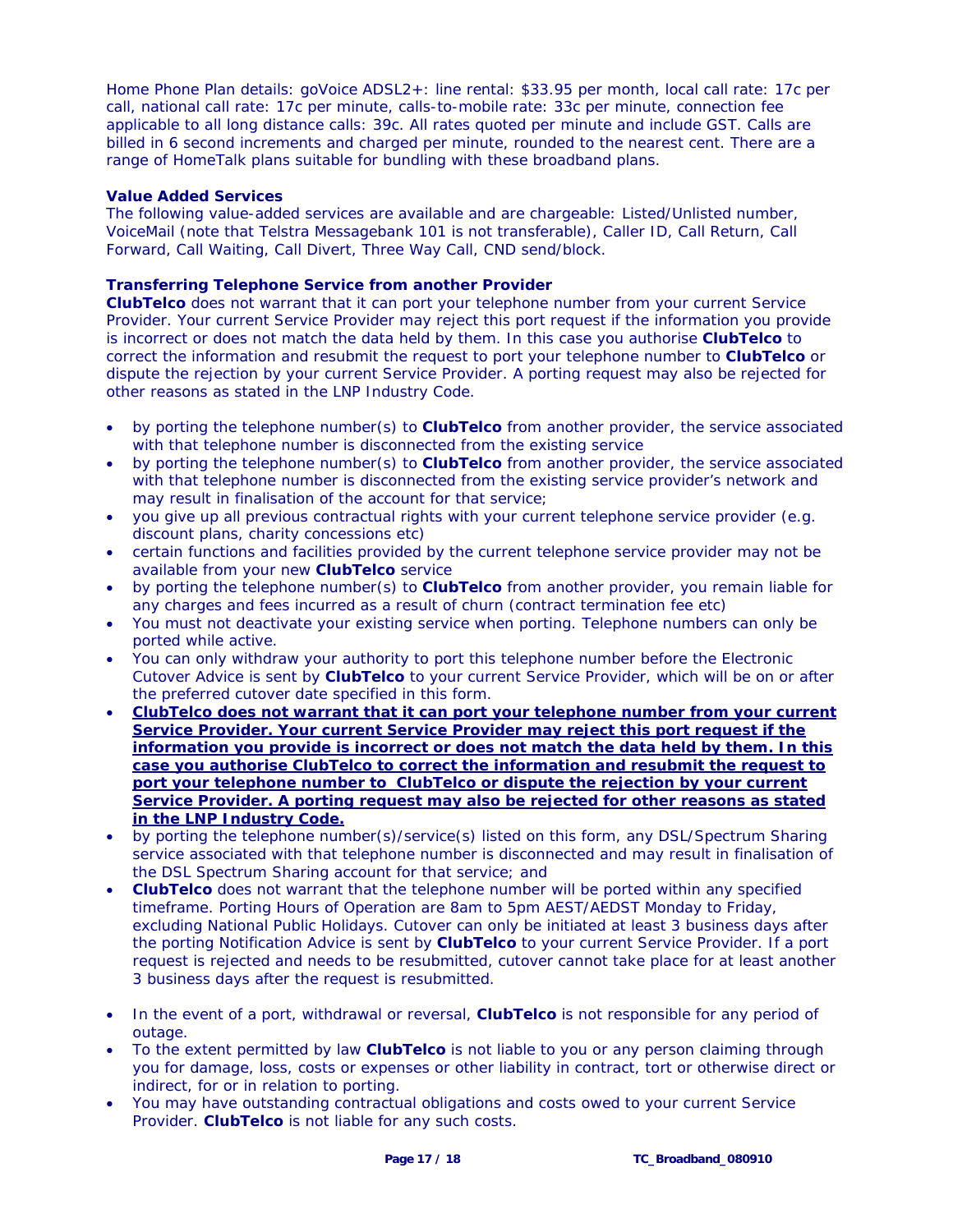Home Phone Plan details: goVoice ADSL2+: line rental: $33.95 per month, local call rate: 17c per call, national call rate: 17c per minute, calls-to-mobile rate: 33c per minute, connection fee applicable to all long distance calls: 39c. All rates quoted per minute and include GST. Calls are billed in 6 second increments and charged per minute, rounded to the nearest cent. There are a range of HomeTalk plans suitable for bundling with these broadband plans.

**Value Added Services**

The following value-added services are available and are chargeable: Listed/Unlisted number, VoiceMail (note that Telstra Messagebank 101 is not transferable), Caller ID, Call Return, Call Forward, Call Waiting, Call Divert, Three Way Call, CND send/block.

**Transferring Telephone Service from another Provider**

**ClubTelco** does not warrant that it can port your telephone number from your current Service Provider. Your current Service Provider may reject this port request if the information you provide is incorrect or does not match the data held by them. In this case you authorise **ClubTelco** to correct the information and resubmit the request to port your telephone number to **ClubTelco** or dispute the rejection by your current Service Provider. A porting request may also be rejected for other reasons as stated in the LNP Industry Code.

- by porting the telephone number(s) to **ClubTelco** from another provider, the service associated with that telephone number is disconnected from the existing service
- by porting the telephone number(s) to **ClubTelco** from another provider, the service associated with that telephone number is disconnected from the existing service provider's network and may result in finalisation of the account for that service;
- you give up all previous contractual rights with your current telephone service provider (e.g. discount plans, charity concessions etc)
- certain functions and facilities provided by the current telephone service provider may not be available from your new **ClubTelco** service
- by porting the telephone number(s) to **ClubTelco** from another provider, you remain liable for any charges and fees incurred as a result of churn (contract termination fee etc)
- You must not deactivate your existing service when porting. Telephone numbers can only be ported while active.
- You can only withdraw your authority to port this telephone number before the Electronic Cutover Advice is sent by **ClubTelco** to your current Service Provider, which will be on or after the preferred cutover date specified in this form.
- **ClubTelco does not warrant that it can port your telephone number from your current Service Provider. Your current Service Provider may reject this port request if the information you provide is incorrect or does not match the data held by them. In this case you authorise ClubTelco to correct the information and resubmit the request to port your telephone number to ClubTelco or dispute the rejection by your current Service Provider. A porting request may also be rejected for other reasons as stated in the LNP Industry Code.**
- by porting the telephone number(s)/service(s) listed on this form, any DSL/Spectrum Sharing service associated with that telephone number is disconnected and may result in finalisation of the DSL Spectrum Sharing account for that service; and
- **ClubTelco** does not warrant that the telephone number will be ported within any specified timeframe. Porting Hours of Operation are 8am to 5pm AEST/AEDST Monday to Friday, excluding National Public Holidays. Cutover can only be initiated at least 3 business days after the porting Notification Advice is sent by **ClubTelco** to your current Service Provider. If a port request is rejected and needs to be resubmitted, cutover cannot take place for at least another 3 business days after the request is resubmitted.
- In the event of a port, withdrawal or reversal, **ClubTelco** is not responsible for any period of outage.
- To the extent permitted by law **ClubTelco** is not liable to you or any person claiming through you for damage, loss, costs or expenses or other liability in contract, tort or otherwise direct or indirect, for or in relation to porting.
- You may have outstanding contractual obligations and costs owed to your current Service Provider. **ClubTelco** is not liable for any such costs.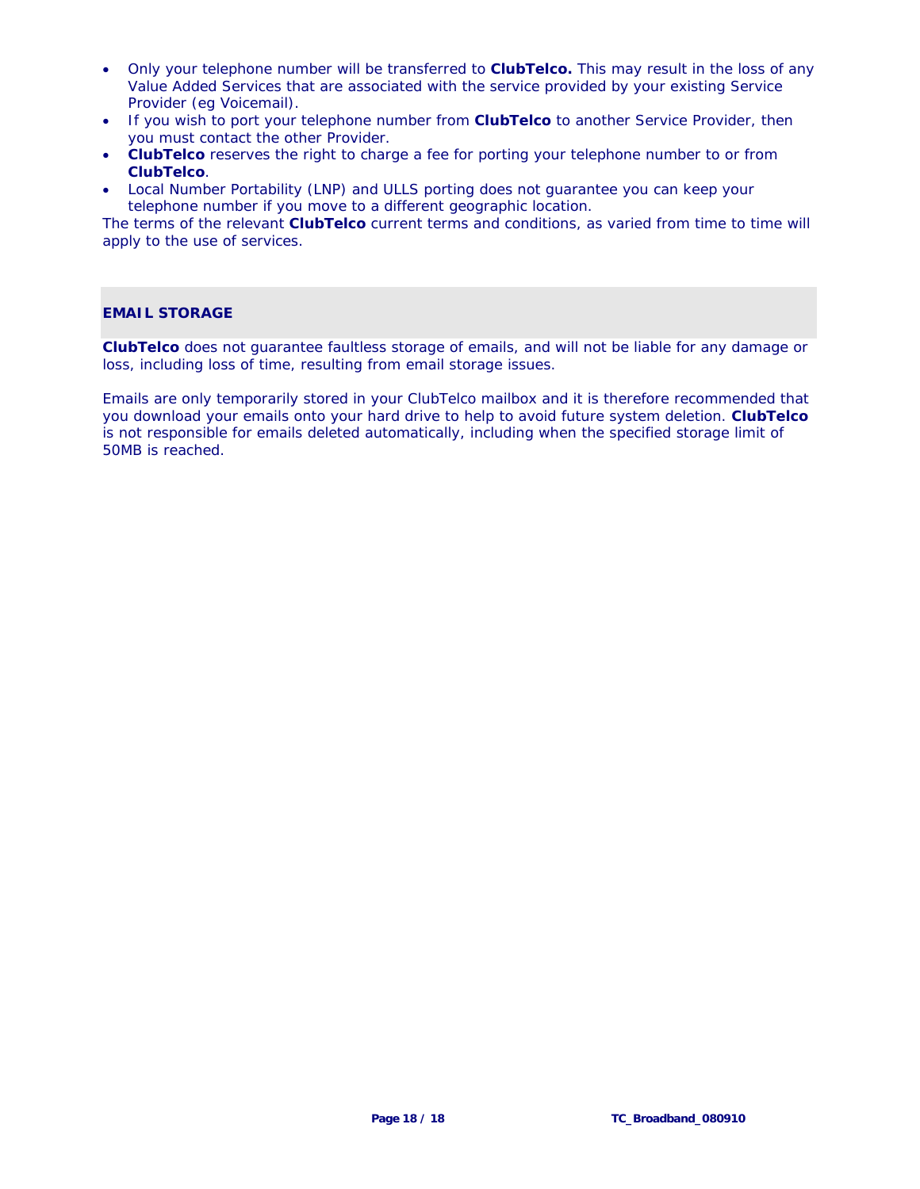- Only your telephone number will be transferred to **ClubTelco.** This may result in the loss of any Value Added Services that are associated with the service provided by your existing Service Provider (eg Voicemail).
- If you wish to port your telephone number from **ClubTelco** to another Service Provider, then you must contact the other Provider.
- **ClubTelco** reserves the right to charge a fee for porting your telephone number to or from **ClubTelco**.
- Local Number Portability (LNP) and ULLS porting does not guarantee you can keep your telephone number if you move to a different geographic location.

The terms of the relevant **ClubTelco** current terms and conditions, as varied from time to time will apply to the use of services.

## EMAIL STORAGE

**ClubTelco** does not guarantee faultless storage of emails, and will not be liable for any damage or loss, including loss of time, resulting from email storage issues.

Emails are only temporarily stored in your ClubTelco mailbox and it is therefore recommended that you download your emails onto your hard drive to help to avoid future system deletion. **ClubTelco** is not responsible for emails deleted automatically, including when the specified storage limit of 50MB is reached.